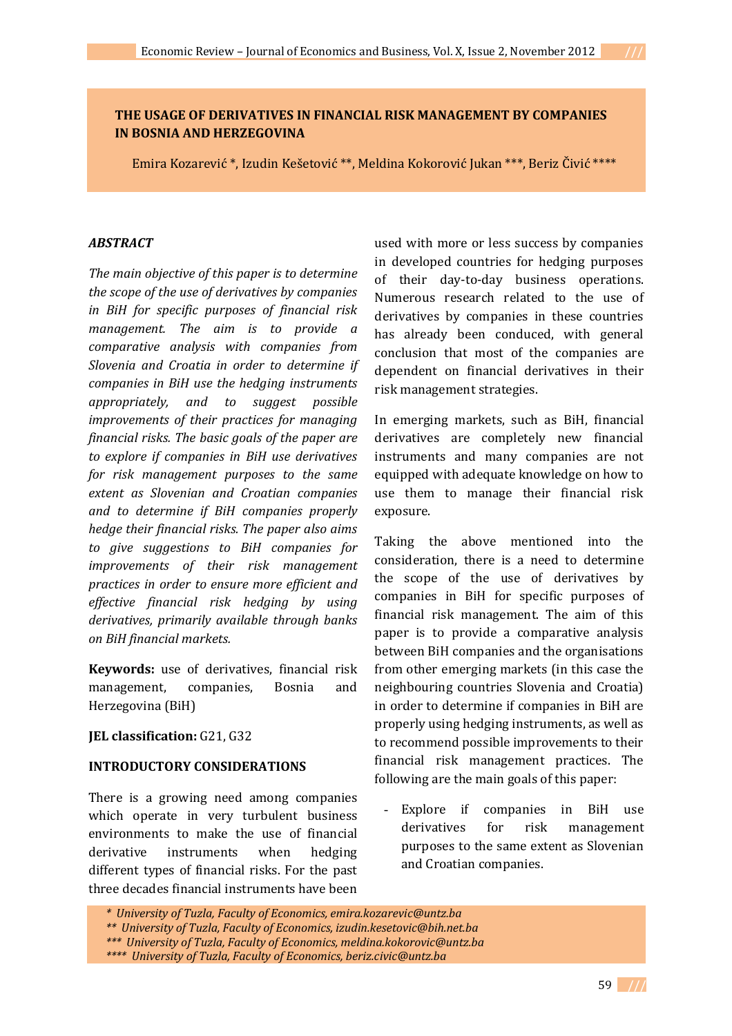# THE USAGE OF DERIVATIVES IN FINANCIAL RISK MANAGEMENT BY COMPANIES IN BOSNIA AND HERZEGOVINA

Emira Kozarević *, Izudin Kešetović **, Meldina Kokorović Jukan ***, Beriz Čivić ****

***ABSTRACT***

*The main objective of this paper is to determine the scope of the use of derivatives by companies in BiH for specific purposes of financial risk management. The aim is to provide a comparative analysis with companies from Slovenia and Croatia in order to determine if companies in BiH use the hedging instruments appropriately, and to suggest possible improvements of their practices for managing financial risks. The basic goals of the paper are to explore if companies in BiH use derivatives for risk management purposes to the same extent as Slovenian and Croatian companies and to determine if BiH companies properly hedge their financial risks. The paper also aims to give suggestions to BiH companies for improvements of their risk management practices in order to ensure more efficient and effective financial risk hedging by using derivatives, primarily available through banks on BiH financial markets.*

**Keywords:** use of derivatives, financial risk management, companies, Bosnia and Herzegovina (BiH)

**JEL classification:** G21, G32

**INTRODUCTORY CONSIDERATIONS**

There is a growing need among companies which operate in very turbulent business environments to make the use of financial derivative instruments when hedging different types of financial risks. For the past three decades financial instruments have been used with more or less success by companies in developed countries for hedging purposes of their day-to-day business operations. Numerous research related to the use of derivatives by companies in these countries has already been conduced, with general conclusion that most of the companies are dependent on financial derivatives in their risk management strategies.

In emerging markets, such as BiH, financial derivatives are completely new financial instruments and many companies are not equipped with adequate knowledge on how to use them to manage their financial risk exposure.

Taking the above mentioned into the consideration, there is a need to determine the scope of the use of derivatives by companies in BiH for specific purposes of financial risk management. The aim of this paper is to provide a comparative analysis between BiH companies and the organisations from other emerging markets (in this case the neighbouring countries Slovenia and Croatia) in order to determine if companies in BiH are properly using hedging instruments, as well as to recommend possible improvements to their financial risk management practices. The following are the main goals of this paper:

- Explore if companies in BiH use derivatives for risk management purposes to the same extent as Slovenian and Croatian companies.

*\* University of Tuzla, Faculty of Economics, emira.kozarevic@untz.ba*
*\*\* University of Tuzla, Faculty of Economics, izudin.kesetovic@bih.net.ba*
*\*\*\* University of Tuzla, Faculty of Economics, meldina.kokorovic@untz.ba*
*\*\*\*\* University of Tuzla, Faculty of Economics, beriz.civic@untz.ba*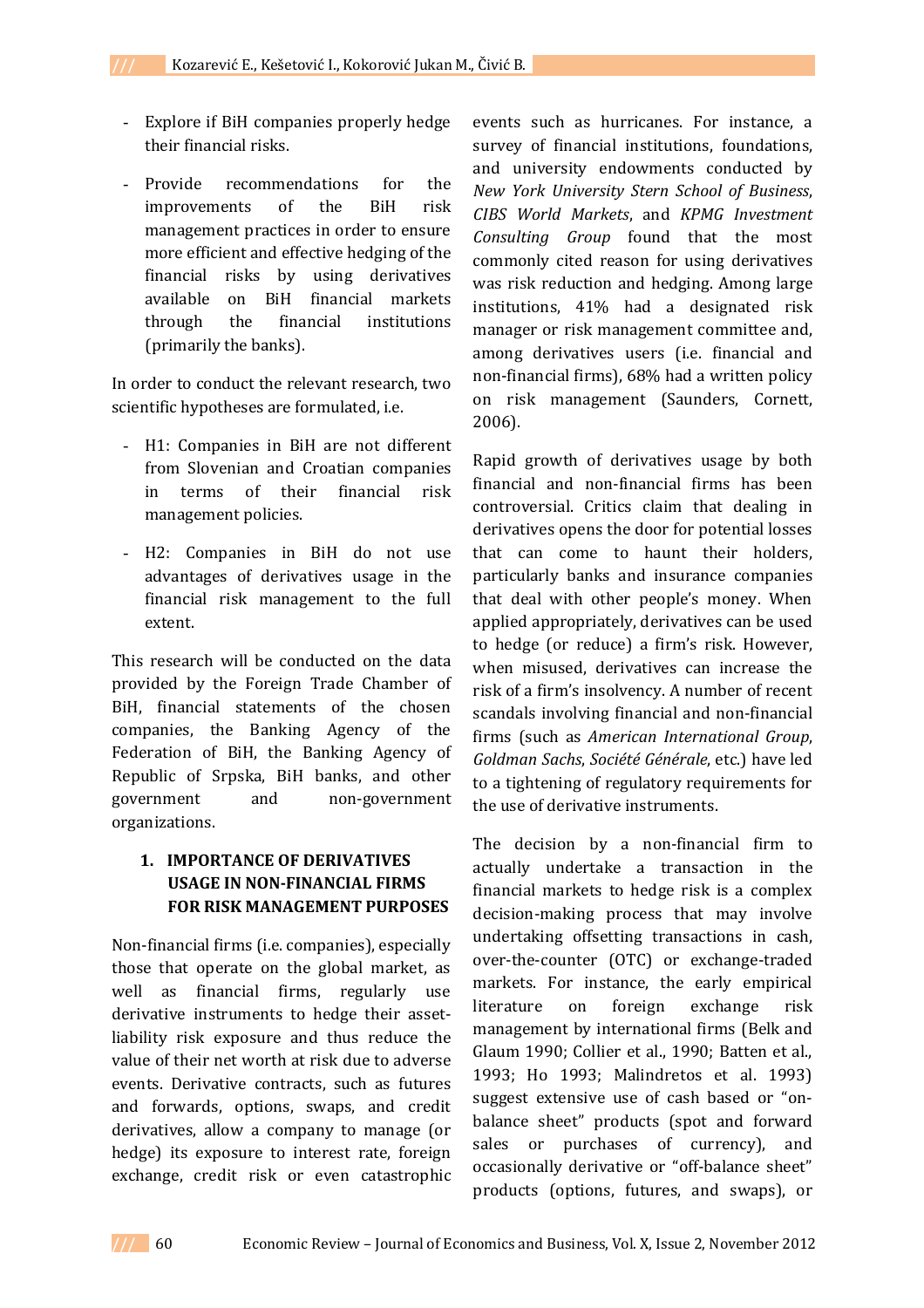- Explore if BiH companies properly hedge their financial risks.

- Provide recommendations for the improvements of the BiH risk management practices in order to ensure more efficient and effective hedging of the financial risks by using derivatives available on BiH financial markets through the financial institutions (primarily the banks).

In order to conduct the relevant research, two scientific hypotheses are formulated, i.e.

- H1: Companies in BiH are not different from Slovenian and Croatian companies in terms of their financial risk management policies.

- H2: Companies in BiH do not use advantages of derivatives usage in the financial risk management to the full extent.

This research will be conducted on the data provided by the Foreign Trade Chamber of BiH, financial statements of the chosen companies, the Banking Agency of the Federation of BiH, the Banking Agency of Republic of Srpska, BiH banks, and other government and non-government organizations.

## 1. IMPORTANCE OF DERIVATIVES USAGE IN NON-FINANCIAL FIRMS FOR RISK MANAGEMENT PURPOSES

Non-financial firms (i.e. companies), especially those that operate on the global market, as well as financial firms, regularly use derivative instruments to hedge their asset-liability risk exposure and thus reduce the value of their net worth at risk due to adverse events. Derivative contracts, such as futures and forwards, options, swaps, and credit derivatives, allow a company to manage (or hedge) its exposure to interest rate, foreign exchange, credit risk or even catastrophic events such as hurricanes. For instance, a survey of financial institutions, foundations, and university endowments conducted by *New York University Stern School of Business*, *CIBS World Markets*, and *KPMG Investment Consulting Group* found that the most commonly cited reason for using derivatives was risk reduction and hedging. Among large institutions, 41% had a designated risk manager or risk management committee and, among derivatives users (i.e. financial and non-financial firms), 68% had a written policy on risk management (Saunders, Cornett, 2006).

Rapid growth of derivatives usage by both financial and non-financial firms has been controversial. Critics claim that dealing in derivatives opens the door for potential losses that can come to haunt their holders, particularly banks and insurance companies that deal with other people's money. When applied appropriately, derivatives can be used to hedge (or reduce) a firm's risk. However, when misused, derivatives can increase the risk of a firm's insolvency. A number of recent scandals involving financial and non-financial firms (such as *American International Group*, *Goldman Sachs*, *Société Générale*, etc.) have led to a tightening of regulatory requirements for the use of derivative instruments.

The decision by a non-financial firm to actually undertake a transaction in the financial markets to hedge risk is a complex decision-making process that may involve undertaking offsetting transactions in cash, over-the-counter (OTC) or exchange-traded markets. For instance, the early empirical literature on foreign exchange risk management by international firms (Belk and Glaum 1990; Collier et al., 1990; Batten et al., 1993; Ho 1993; Malindretos et al. 1993) suggest extensive use of cash based or "on-balance sheet" products (spot and forward sales or purchases of currency), and occasionally derivative or "off-balance sheet" products (options, futures, and swaps), or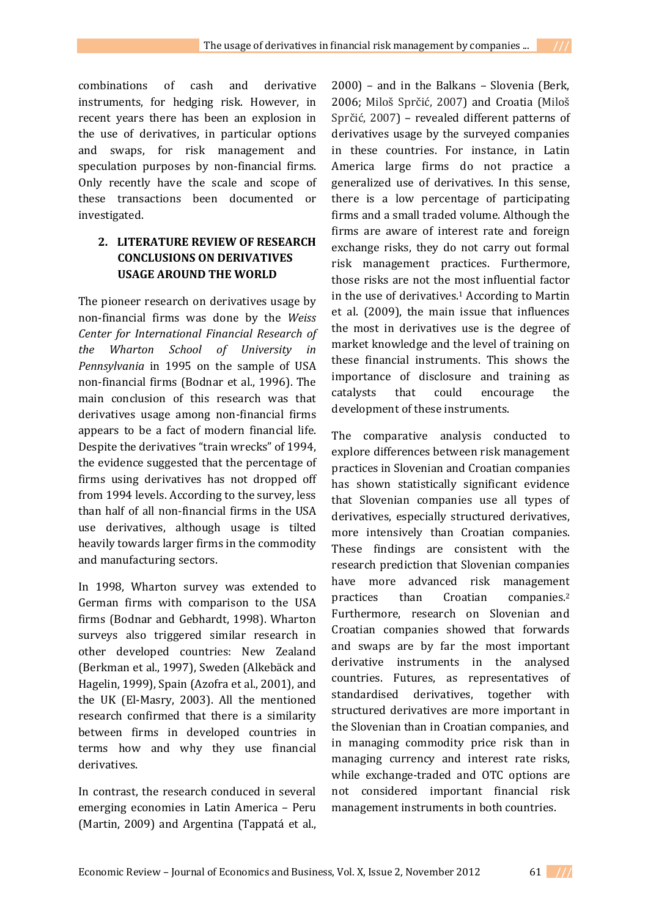combinations of cash and derivative instruments, for hedging risk. However, in recent years there has been an explosion in the use of derivatives, in particular options and swaps, for risk management and speculation purposes by non-financial firms. Only recently have the scale and scope of these transactions been documented or investigated.

## 2. LITERATURE REVIEW OF RESEARCH CONCLUSIONS ON DERIVATIVES USAGE AROUND THE WORLD

The pioneer research on derivatives usage by non-financial firms was done by the *Weiss Center for International Financial Research of the Wharton School of University in Pennsylvania* in 1995 on the sample of USA non-financial firms (Bodnar et al., 1996). The main conclusion of this research was that derivatives usage among non-financial firms appears to be a fact of modern financial life. Despite the derivatives "train wrecks" of 1994, the evidence suggested that the percentage of firms using derivatives has not dropped off from 1994 levels. According to the survey, less than half of all non-financial firms in the USA use derivatives, although usage is tilted heavily towards larger firms in the commodity and manufacturing sectors.

In 1998, Wharton survey was extended to German firms with comparison to the USA firms (Bodnar and Gebhardt, 1998). Wharton surveys also triggered similar research in other developed countries: New Zealand (Berkman et al., 1997), Sweden (Alkebäck and Hagelin, 1999), Spain (Azofra et al., 2001), and the UK (El-Masry, 2003). All the mentioned research confirmed that there is a similarity between firms in developed countries in terms how and why they use financial derivatives.

In contrast, the research conducted in several emerging economies in Latin America – Peru (Martin, 2009) and Argentina (Tappatá et al., 2000) – and in the Balkans – Slovenia (Berk, 2006; Miloš Sprčić, 2007) and Croatia (Miloš Sprčić, 2007) – revealed different patterns of derivatives usage by the surveyed companies in these countries. For instance, in Latin America large firms do not practice a generalized use of derivatives. In this sense, there is a low percentage of participating firms and a small traded volume. Although the firms are aware of interest rate and foreign exchange risks, they do not carry out formal risk management practices. Furthermore, those risks are not the most influential factor in the use of derivatives.[1] According to Martin et al. (2009), the main issue that influences the most in derivatives use is the degree of market knowledge and the level of training on these financial instruments. This shows the importance of disclosure and training as catalysts that could encourage the development of these instruments.

The comparative analysis conducted to explore differences between risk management practices in Slovenian and Croatian companies has shown statistically significant evidence that Slovenian companies use all types of derivatives, especially structured derivatives, more intensively than Croatian companies. These findings are consistent with the research prediction that Slovenian companies have more advanced risk management practices than Croatian companies.[2] Furthermore, research on Slovenian and Croatian companies showed that forwards and swaps are by far the most important derivative instruments in the analysed countries. Futures, as representatives of standardised derivatives, together with structured derivatives are more important in the Slovenian than in Croatian companies, and in managing commodity price risk than in managing currency and interest rate risks, while exchange-traded and OTC options are not considered important financial risk management instruments in both countries.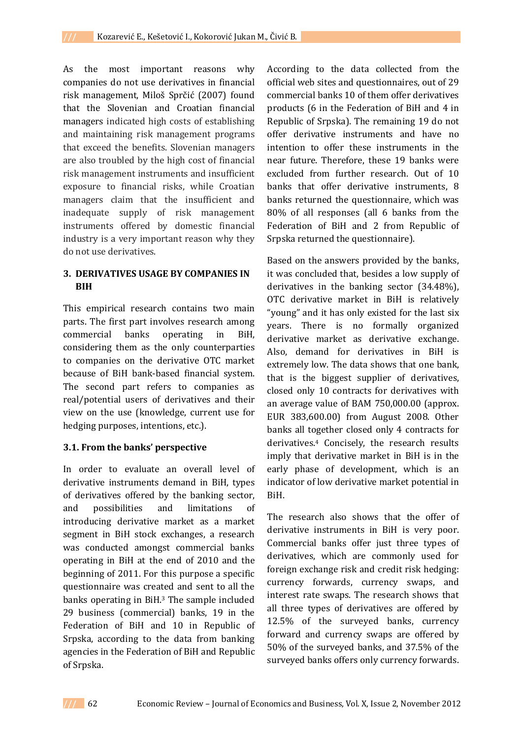As the most important reasons why companies do not use derivatives in financial risk management, Miloš Sprčić (2007) found that the Slovenian and Croatian financial managers indicated high costs of establishing and maintaining risk management programs that exceed the benefits. Slovenian managers are also troubled by the high cost of financial risk management instruments and insufficient exposure to financial risks, while Croatian managers claim that the insufficient and inadequate supply of risk management instruments offered by domestic financial industry is a very important reason why they do not use derivatives.

## 3. DERIVATIVES USAGE BY COMPANIES IN BIH

This empirical research contains two main parts. The first part involves research among commercial banks operating in BiH, considering them as the only counterparties to companies on the derivative OTC market because of BiH bank-based financial system. The second part refers to companies as real/potential users of derivatives and their view on the use (knowledge, current use for hedging purposes, intentions, etc.).

### 3.1. From the banks' perspective

In order to evaluate an overall level of derivative instruments demand in BiH, types of derivatives offered by the banking sector, and possibilities and limitations of introducing derivative market as a market segment in BiH stock exchanges, a research was conducted amongst commercial banks operating in BiH at the end of 2010 and the beginning of 2011. For this purpose a specific questionnaire was created and sent to all the banks operating in BiH.[3] The sample included 29 business (commercial) banks, 19 in the Federation of BiH and 10 in Republic of Srpska, according to the data from banking agencies in the Federation of BiH and Republic of Srpska.

According to the data collected from the official web sites and questionnaires, out of 29 commercial banks 10 of them offer derivatives products (6 in the Federation of BiH and 4 in Republic of Srpska). The remaining 19 do not offer derivative instruments and have no intention to offer these instruments in the near future. Therefore, these 19 banks were excluded from further research. Out of 10 banks that offer derivative instruments, 8 banks returned the questionnaire, which was 80% of all responses (all 6 banks from the Federation of BiH and 2 from Republic of Srpska returned the questionnaire).

Based on the answers provided by the banks, it was concluded that, besides a low supply of derivatives in the banking sector (34.48%), OTC derivative market in BiH is relatively "young" and it has only existed for the last six years. There is no formally organized derivative market as derivative exchange. Also, demand for derivatives in BiH is extremely low. The data shows that one bank, that is the biggest supplier of derivatives, closed only 10 contracts for derivatives with an average value of BAM 750,000.00 (approx. EUR 383,600.00) from August 2008. Other banks all together closed only 4 contracts for derivatives.[4] Concisely, the research results imply that derivative market in BiH is in the early phase of development, which is an indicator of low derivative market potential in BiH.

The research also shows that the offer of derivative instruments in BiH is very poor. Commercial banks offer just three types of derivatives, which are commonly used for foreign exchange risk and credit risk hedging: currency forwards, currency swaps, and interest rate swaps. The research shows that all three types of derivatives are offered by 12.5% of the surveyed banks, currency forward and currency swaps are offered by 50% of the surveyed banks, and 37.5% of the surveyed banks offers only currency forwards.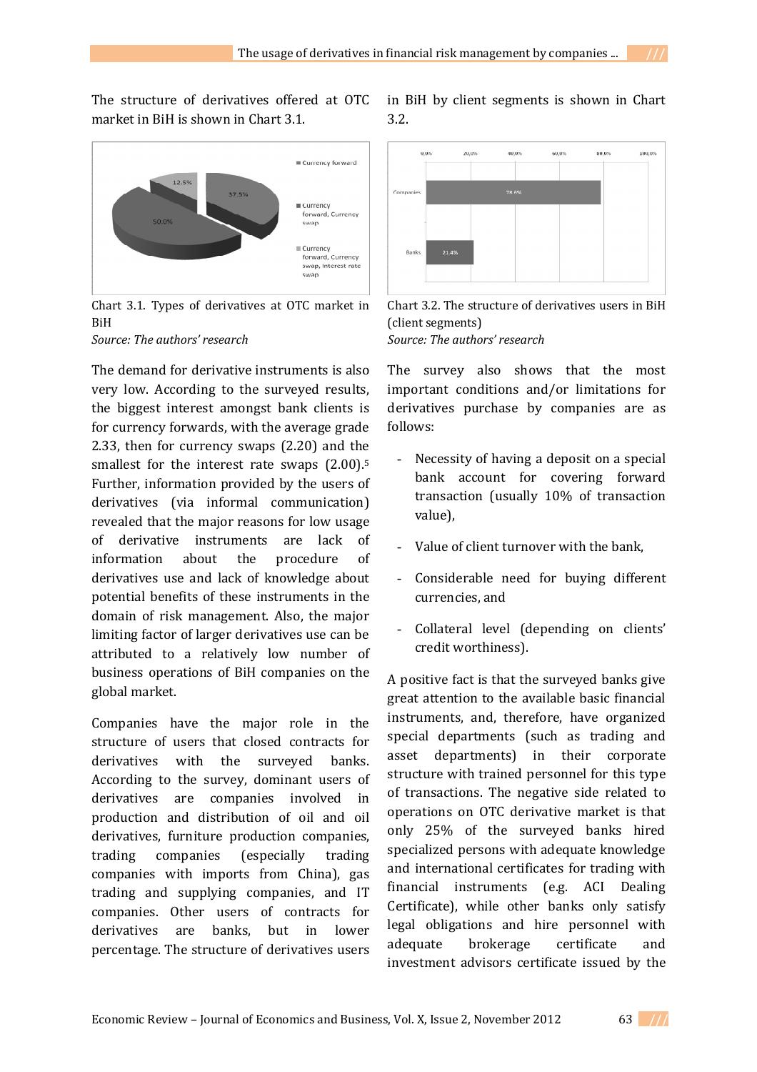The structure of derivatives offered at OTC market in BiH is shown in Chart 3.1.

Chart 3.1. Types of derivatives at OTC market in BiH
*Source: The authors' research*

The demand for derivative instruments is also very low. According to the surveyed results, the biggest interest amongst bank clients is for currency forwards, with the average grade 2.33, then for currency swaps (2.20) and the smallest for the interest rate swaps (2.00).[5] Further, information provided by the users of derivatives (via informal communication) revealed that the major reasons for low usage of derivative instruments are lack of information about the procedure of derivatives use and lack of knowledge about potential benefits of these instruments in the domain of risk management. Also, the major limiting factor of larger derivatives use can be attributed to a relatively low number of business operations of BiH companies on the global market.

Companies have the major role in the structure of users that closed contracts for derivatives with the surveyed banks. According to the survey, dominant users of derivatives are companies involved in production and distribution of oil and oil derivatives, furniture production companies, trading companies (especially trading companies with imports from China), gas trading and supplying companies, and IT companies. Other users of contracts for derivatives are banks, but in lower percentage. The structure of derivatives users in BiH by client segments is shown in Chart 3.2.

Chart 3.2. The structure of derivatives users in BiH (client segments)
*Source: The authors' research*

The survey also shows that the most important conditions and/or limitations for derivatives purchase by companies are as follows:

- Necessity of having a deposit on a special bank account for covering forward transaction (usually 10% of transaction value),
- Value of client turnover with the bank,
- Considerable need for buying different currencies, and
- Collateral level (depending on clients' credit worthiness).

A positive fact is that the surveyed banks give great attention to the available basic financial instruments, and, therefore, have organized special departments (such as trading and asset departments) in their corporate structure with trained personnel for this type of transactions. The negative side related to operations on OTC derivative market is that only 25% of the surveyed banks hired specialized persons with adequate knowledge and international certificates for trading with financial instruments (e.g. ACI Dealing Certificate), while other banks only satisfy legal obligations and hire personnel with adequate brokerage certificate and investment advisors certificate issued by the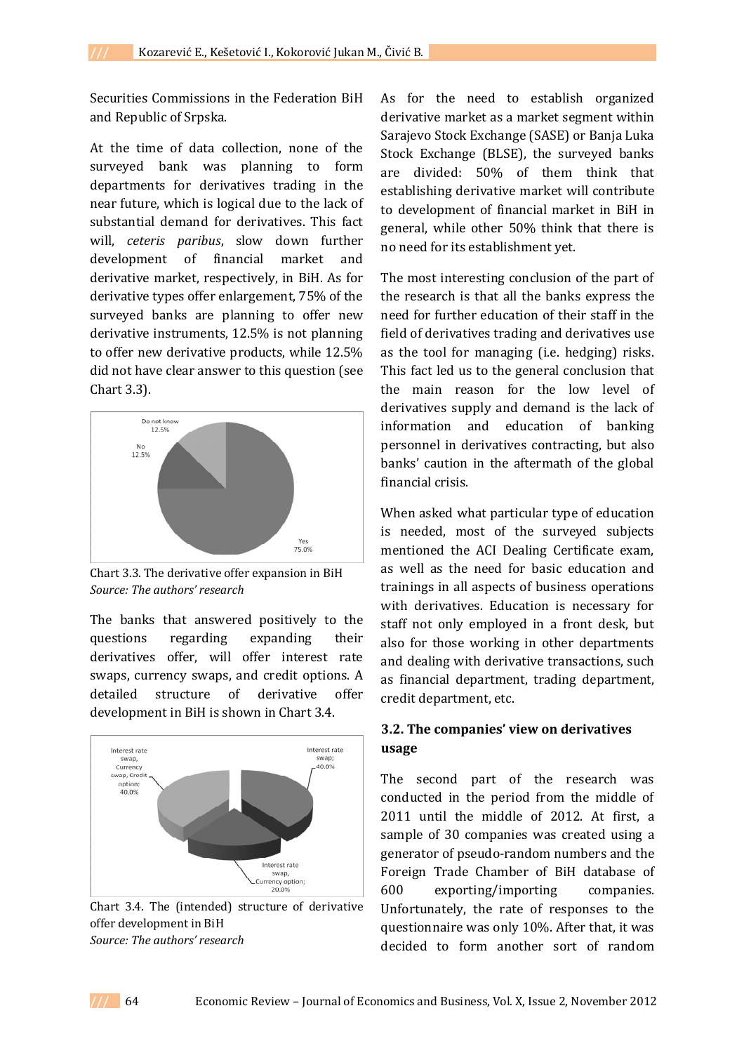Securities Commissions in the Federation BiH and Republic of Srpska.

At the time of data collection, none of the surveyed bank was planning to form departments for derivatives trading in the near future, which is logical due to the lack of substantial demand for derivatives. This fact will, *ceteris paribus*, slow down further development of financial market and derivative market, respectively, in BiH. As for derivative types offer enlargement, 75% of the surveyed banks are planning to offer new derivative instruments, 12.5% is not planning to offer new derivative products, while 12.5% did not have clear answer to this question (see Chart 3.3).

Chart 3.3. The derivative offer expansion in BiH
*Source: The authors' research*

The banks that answered positively to the questions regarding expanding their derivatives offer, will offer interest rate swaps, currency swaps, and credit options. A detailed structure of derivative offer development in BiH is shown in Chart 3.4.

Chart 3.4. The (intended) structure of derivative offer development in BiH
*Source: The authors' research*

As for the need to establish organized derivative market as a market segment within Sarajevo Stock Exchange (SASE) or Banja Luka Stock Exchange (BLSE), the surveyed banks are divided: 50% of them think that establishing derivative market will contribute to development of financial market in BiH in general, while other 50% think that there is no need for its establishment yet.

The most interesting conclusion of the part of the research is that all the banks express the need for further education of their staff in the field of derivatives trading and derivatives use as the tool for managing (i.e. hedging) risks. This fact led us to the general conclusion that the main reason for the low level of derivatives supply and demand is the lack of information and education of banking personnel in derivatives contracting, but also banks' caution in the aftermath of the global financial crisis.

When asked what particular type of education is needed, most of the surveyed subjects mentioned the ACI Dealing Certificate exam, as well as the need for basic education and trainings in all aspects of business operations with derivatives. Education is necessary for staff not only employed in a front desk, but also for those working in other departments and dealing with derivative transactions, such as financial department, trading department, credit department, etc.

### 3.2. The companies' view on derivatives usage

The second part of the research was conducted in the period from the middle of 2011 until the middle of 2012. At first, a sample of 30 companies was created using a generator of pseudo-random numbers and the Foreign Trade Chamber of BiH database of 600 exporting/importing companies. Unfortunately, the rate of responses to the questionnaire was only 10%. After that, it was decided to form another sort of random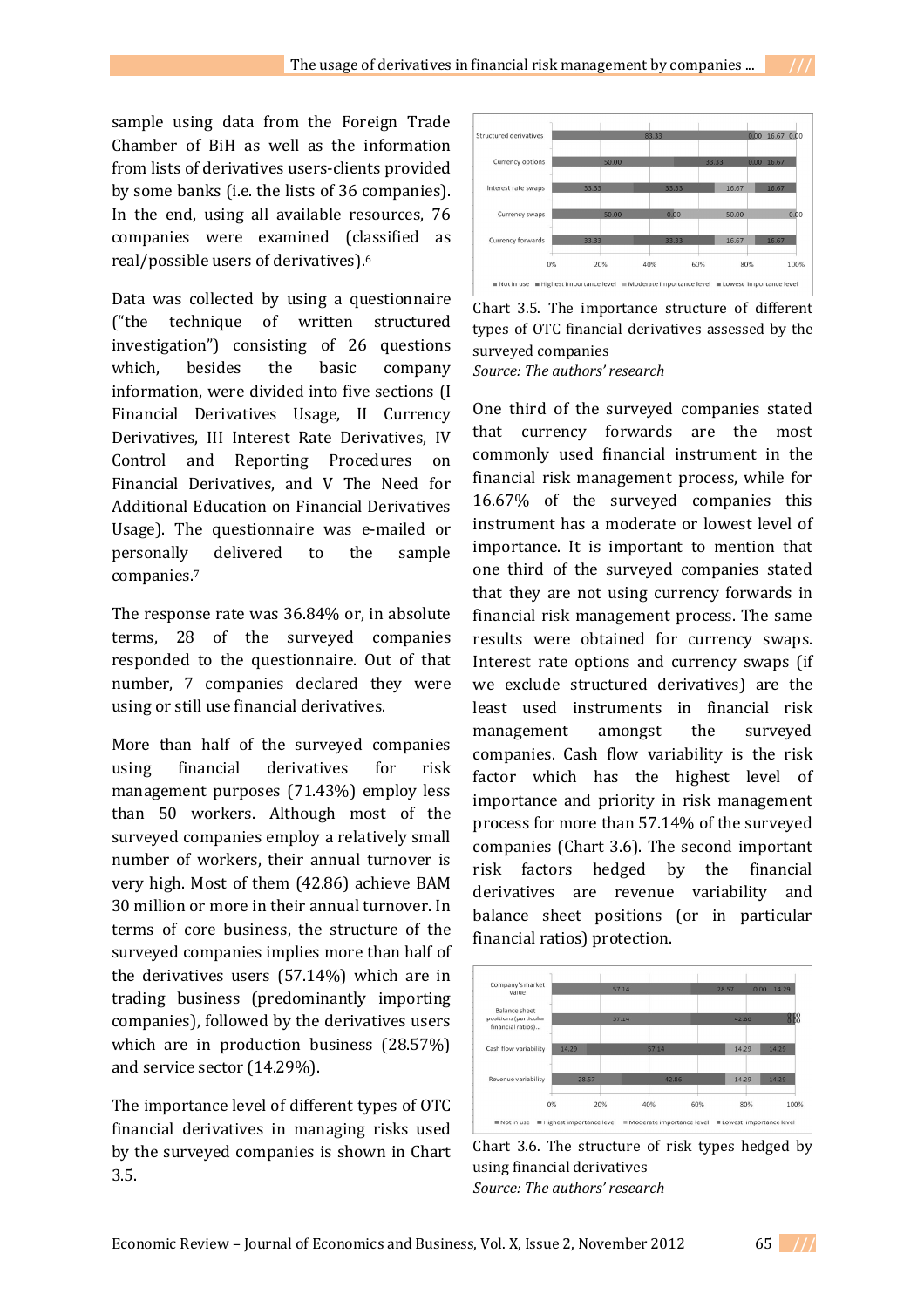sample using data from the Foreign Trade Chamber of BiH as well as the information from lists of derivatives users-clients provided by some banks (i.e. the lists of 36 companies). In the end, using all available resources, 76 companies were examined (classified as real/possible users of derivatives).[6]

Data was collected by using a questionnaire ("the technique of written structured investigation") consisting of 26 questions which, besides the basic company information, were divided into five sections (I Financial Derivatives Usage, II Currency Derivatives, III Interest Rate Derivatives, IV Control and Reporting Procedures on Financial Derivatives, and V The Need for Additional Education on Financial Derivatives Usage). The questionnaire was e-mailed or personally delivered to the sample companies.[7]

The response rate was 36.84% or, in absolute terms, 28 of the surveyed companies responded to the questionnaire. Out of that number, 7 companies declared they were using or still use financial derivatives.

More than half of the surveyed companies using financial derivatives for risk management purposes (71.43%) employ less than 50 workers. Although most of the surveyed companies employ a relatively small number of workers, their annual turnover is very high. Most of them (42.86) achieve BAM 30 million or more in their annual turnover. In terms of core business, the structure of the surveyed companies implies more than half of the derivatives users (57.14%) which are in trading business (predominantly importing companies), followed by the derivatives users which are in production business (28.57%) and service sector (14.29%).

The importance level of different types of OTC financial derivatives in managing risks used by the surveyed companies is shown in Chart 3.5.

| | Not in use | Highest importance level | Moderate importance level | Lowest importance level |
|---|---|---|---|---|
| Structured derivatives | 83.33 | 0.00 | 16.67 | 0.00 |
| Currency options | 50.00 | 33.33 | 0.00 | 16.67 |
| Interest rate swaps | 33.33 | 33.33 | 16.67 | 16.67 |
| Currency swaps | 50.00 | 0.00 | 50.00 | 0.00 |
| Currency forwards | 33.33 | 33.33 | 16.67 | 16.67 |

Chart 3.5. The importance structure of different types of OTC financial derivatives assessed by the surveyed companies
*Source: The authors' research*

One third of the surveyed companies stated that currency forwards are the most commonly used financial instrument in the financial risk management process, while for 16.67% of the surveyed companies this instrument has a moderate or lowest level of importance. It is important to mention that one third of the surveyed companies stated that they are not using currency forwards in financial risk management process. The same results were obtained for currency swaps. Interest rate options and currency swaps (if we exclude structured derivatives) are the least used instruments in financial risk management amongst the surveyed companies. Cash flow variability is the risk factor which has the highest level of importance and priority in risk management process for more than 57.14% of the surveyed companies (Chart 3.6). The second important risk factors hedged by the financial derivatives are revenue variability and balance sheet positions (or in particular financial ratios) protection.

| | Not in use | Highest importance level | Moderate importance level | Lowest importance level |
|---|---|---|---|---|
| Company's market value | 57.14 | 28.57 | 0.00 | 14.29 |
| Balance sheet positions (particular financial ratios)... | 57.14 | 42.86 | 0.00 | 0.00 |
| Cash flow variability | 14.29 | 57.14 | 14.29 | 14.29 |
| Revenue variability | 28.57 | 42.86 | 14.29 | 14.29 |

Chart 3.6. The structure of risk types hedged by using financial derivatives
*Source: The authors' research*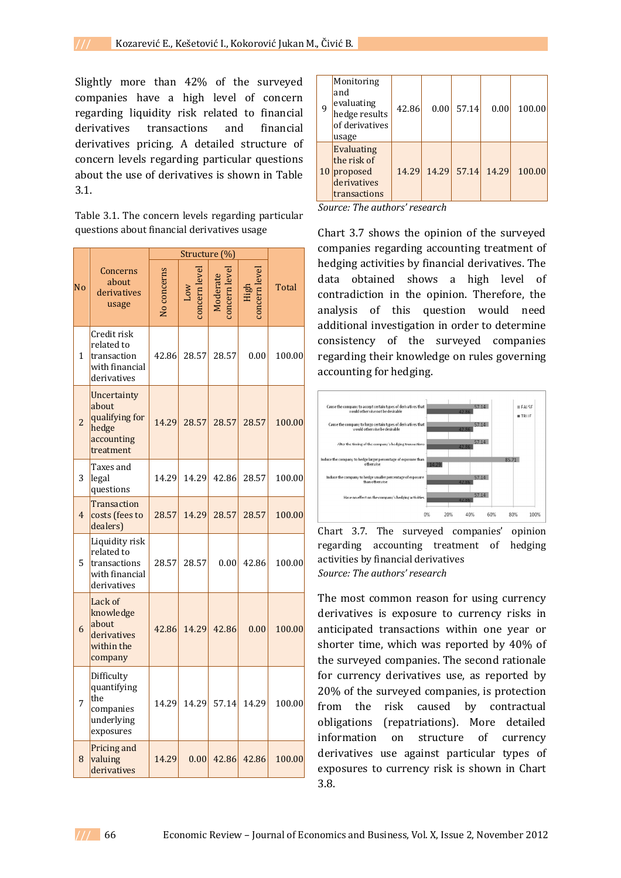Slightly more than 42% of the surveyed companies have a high level of concern regarding liquidity risk related to financial derivatives transactions and financial derivatives pricing. A detailed structure of concern levels regarding particular questions about the use of derivatives is shown in Table 3.1.

Table 3.1. The concern levels regarding particular questions about financial derivatives usage

| No | Concerns about derivatives usage | Structure (%) | | | | Total |
|---|---|---|---|---|---|---|
| | | No concerns | Low concern level | Moderate concern level | High concern level | |
| 1 | Credit risk related to transaction with financial derivatives | 42.86 | 28.57 | 28.57 | 0.00 | 100.00 |
| 2 | Uncertainty about qualifying for hedge accounting treatment | 14.29 | 28.57 | 28.57 | 28.57 | 100.00 |
| 3 | Taxes and legal questions | 14.29 | 14.29 | 42.86 | 28.57 | 100.00 |
| 4 | Transaction costs (fees to dealers) | 28.57 | 14.29 | 28.57 | 28.57 | 100.00 |
| 5 | Liquidity risk related to transactions with financial derivatives | 28.57 | 28.57 | 0.00 | 42.86 | 100.00 |
| 6 | Lack of knowledge about derivatives within the company | 42.86 | 14.29 | 42.86 | 0.00 | 100.00 |
| 7 | Difficulty quantifying the companies underlying exposures | 14.29 | 14.29 | 57.14 | 14.29 | 100.00 |
| 8 | Pricing and valuing derivatives | 14.29 | 0.00 | 42.86 | 42.86 | 100.00 |
| 9 | Monitoring and evaluating hedge results of derivatives usage | 42.86 | 0.00 | 57.14 | 0.00 | 100.00 |
| 10 | Evaluating the risk of proposed derivatives transactions | 14.29 | 14.29 | 57.14 | 14.29 | 100.00 |

*Source: The authors' research*

Chart 3.7 shows the opinion of the surveyed companies regarding accounting treatment of hedging activities by financial derivatives. The data obtained shows a high level of contradiction in the opinion. Therefore, the analysis of this question would need additional investigation in order to determine consistency of the surveyed companies regarding their knowledge on rules governing accounting for hedging.

Chart 3.7. The surveyed companies' opinion regarding accounting treatment of hedging activities by financial derivatives

*Source: The authors' research*

The most common reason for using currency derivatives is exposure to currency risks in anticipated transactions within one year or shorter time, which was reported by 40% of the surveyed companies. The second rationale for currency derivatives use, as reported by 20% of the surveyed companies, is protection from the risk caused by contractual obligations (repatriations). More detailed information on structure of currency derivatives use against particular types of exposures to currency risk is shown in Chart 3.8.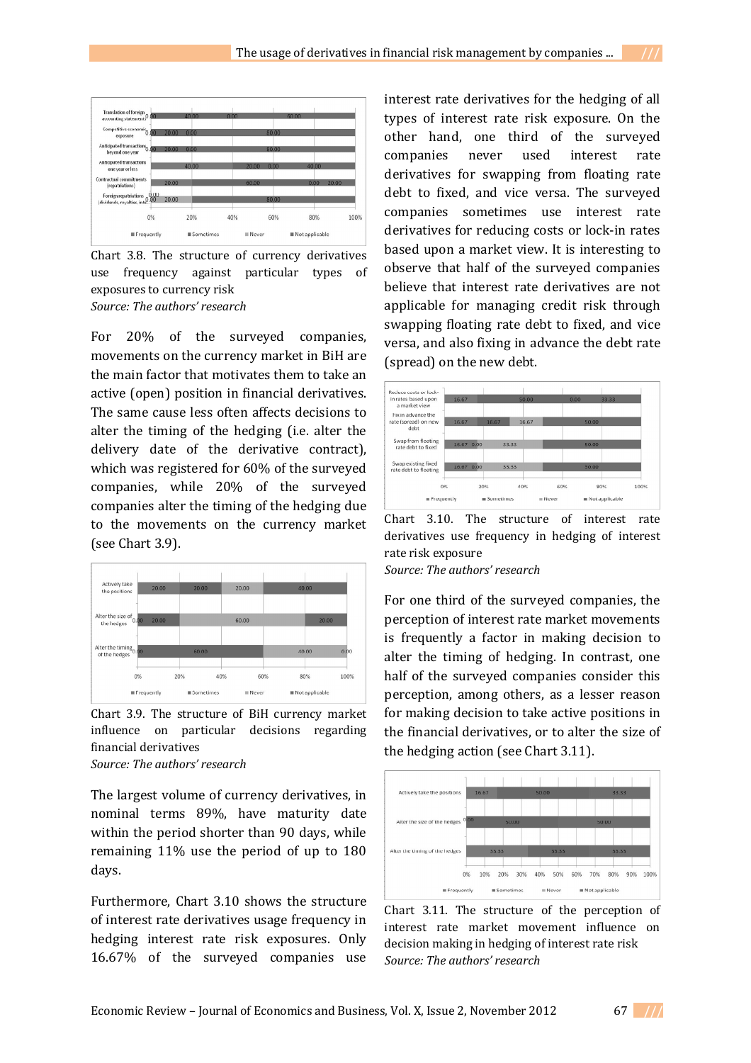Chart 3.8. The structure of currency derivatives use frequency against particular types of exposures to currency risk

*Source: The authors' research*

For 20% of the surveyed companies, movements on the currency market in BiH are the main factor that motivates them to take an active (open) position in financial derivatives. The same cause less often affects decisions to alter the timing of the hedging (i.e. alter the delivery date of the derivative contract), which was registered for 60% of the surveyed companies, while 20% of the surveyed companies alter the timing of the hedging due to the movements on the currency market (see Chart 3.9).

Chart 3.9. The structure of BiH currency market influence on particular decisions regarding financial derivatives

*Source: The authors' research*

The largest volume of currency derivatives, in nominal terms 89%, have maturity date within the period shorter than 90 days, while remaining 11% use the period of up to 180 days.

Furthermore, Chart 3.10 shows the structure of interest rate derivatives usage frequency in hedging interest rate risk exposures. Only 16.67% of the surveyed companies use interest rate derivatives for the hedging of all types of interest rate risk exposure. On the other hand, one third of the surveyed companies never used interest rate derivatives for swapping from floating rate debt to fixed, and vice versa. The surveyed companies sometimes use interest rate derivatives for reducing costs or lock-in rates based upon a market view. It is interesting to observe that half of the surveyed companies believe that interest rate derivatives are not applicable for managing credit risk through swapping floating rate debt to fixed, and vice versa, and also fixing in advance the debt rate (spread) on the new debt.

Chart 3.10. The structure of interest rate derivatives use frequency in hedging of interest rate risk exposure

*Source: The authors' research*

For one third of the surveyed companies, the perception of interest rate market movements is frequently a factor in making decision to alter the timing of hedging. In contrast, one half of the surveyed companies consider this perception, among others, as a lesser reason for making decision to take active positions in the financial derivatives, or to alter the size of the hedging action (see Chart 3.11).

Chart 3.11. The structure of the perception of interest rate market movement influence on decision making in hedging of interest rate risk

*Source: The authors' research*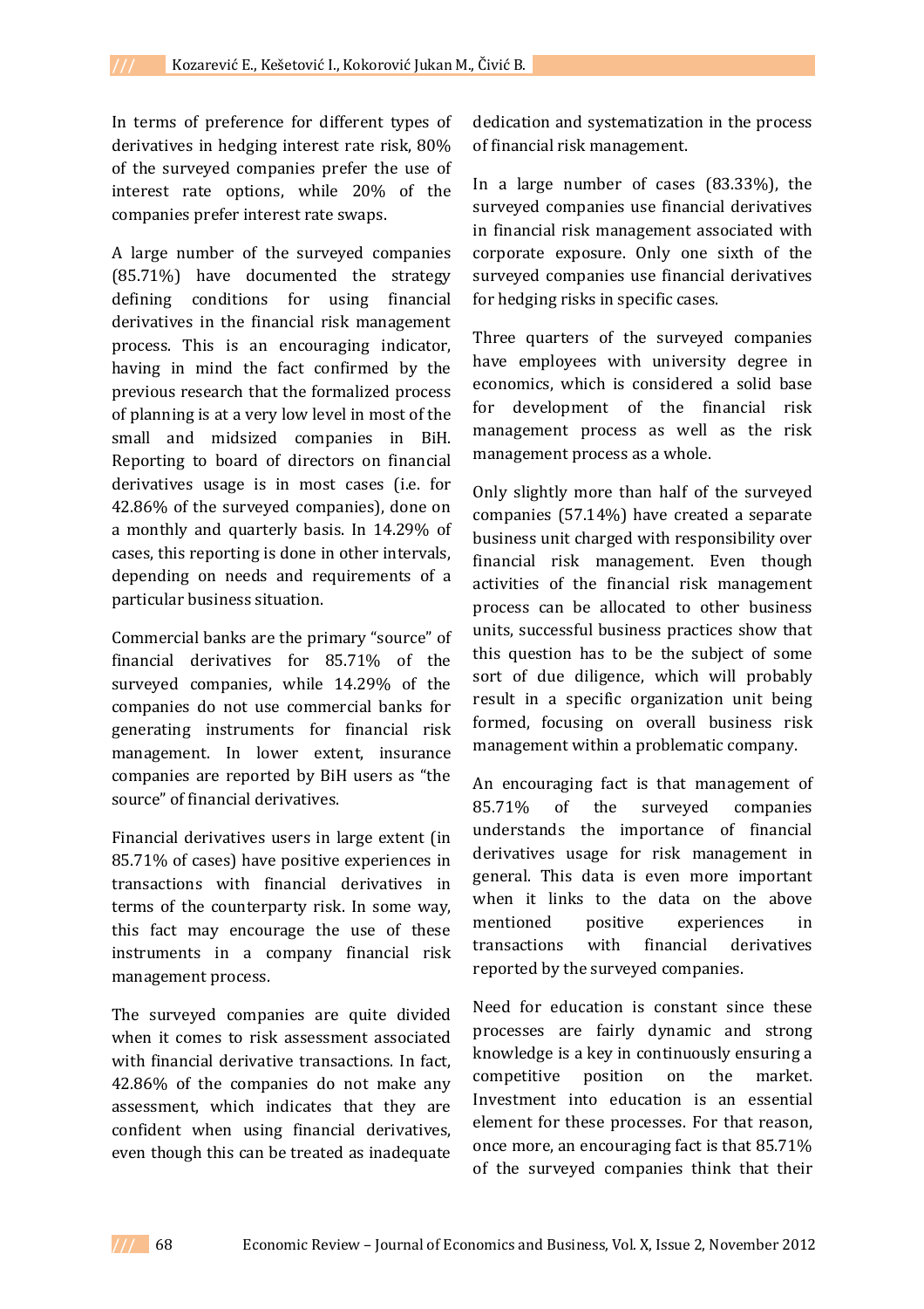In terms of preference for different types of derivatives in hedging interest rate risk, 80% of the surveyed companies prefer the use of interest rate options, while 20% of the companies prefer interest rate swaps.

A large number of the surveyed companies (85.71%) have documented the strategy defining conditions for using financial derivatives in the financial risk management process. This is an encouraging indicator, having in mind the fact confirmed by the previous research that the formalized process of planning is at a very low level in most of the small and midsized companies in BiH. Reporting to board of directors on financial derivatives usage is in most cases (i.e. for 42.86% of the surveyed companies), done on a monthly and quarterly basis. In 14.29% of cases, this reporting is done in other intervals, depending on needs and requirements of a particular business situation.

Commercial banks are the primary "source" of financial derivatives for 85.71% of the surveyed companies, while 14.29% of the companies do not use commercial banks for generating instruments for financial risk management. In lower extent, insurance companies are reported by BiH users as "the source" of financial derivatives.

Financial derivatives users in large extent (in 85.71% of cases) have positive experiences in transactions with financial derivatives in terms of the counterparty risk. In some way, this fact may encourage the use of these instruments in a company financial risk management process.

The surveyed companies are quite divided when it comes to risk assessment associated with financial derivative transactions. In fact, 42.86% of the companies do not make any assessment, which indicates that they are confident when using financial derivatives, even though this can be treated as inadequate dedication and systematization in the process of financial risk management.

In a large number of cases (83.33%), the surveyed companies use financial derivatives in financial risk management associated with corporate exposure. Only one sixth of the surveyed companies use financial derivatives for hedging risks in specific cases.

Three quarters of the surveyed companies have employees with university degree in economics, which is considered a solid base for development of the financial risk management process as well as the risk management process as a whole.

Only slightly more than half of the surveyed companies (57.14%) have created a separate business unit charged with responsibility over financial risk management. Even though activities of the financial risk management process can be allocated to other business units, successful business practices show that this question has to be the subject of some sort of due diligence, which will probably result in a specific organization unit being formed, focusing on overall business risk management within a problematic company.

An encouraging fact is that management of 85.71% of the surveyed companies understands the importance of financial derivatives usage for risk management in general. This data is even more important when it links to the data on the above mentioned positive experiences in transactions with financial derivatives reported by the surveyed companies.

Need for education is constant since these processes are fairly dynamic and strong knowledge is a key in continuously ensuring a competitive position on the market. Investment into education is an essential element for these processes. For that reason, once more, an encouraging fact is that 85.71% of the surveyed companies think that their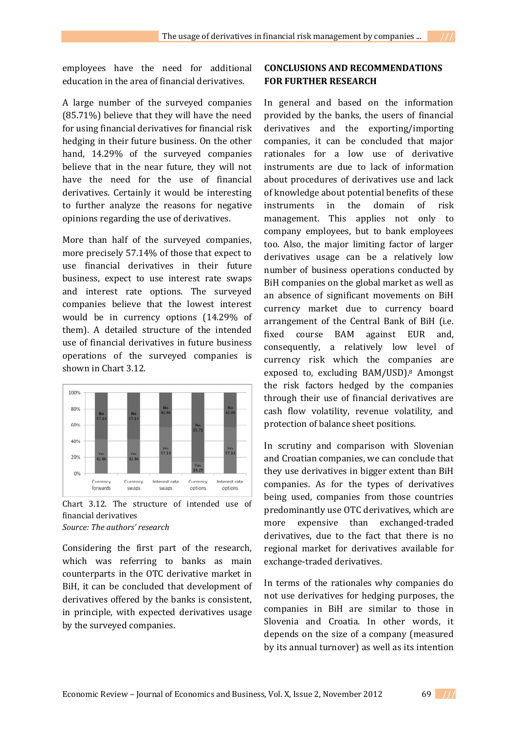employees have the need for additional education in the area of financial derivatives.

A large number of the surveyed companies (85.71%) believe that they will have the need for using financial derivatives for financial risk hedging in their future business. On the other hand, 14.29% of the surveyed companies believe that in the near future, they will not have the need for the use of financial derivatives. Certainly it would be interesting to further analyze the reasons for negative opinions regarding the use of derivatives.

More than half of the surveyed companies, more precisely 57.14% of those that expect to use financial derivatives in their future business, expect to use interest rate swaps and interest rate options. The surveyed companies believe that the lowest interest would be in currency options (14.29% of them). A detailed structure of the intended use of financial derivatives in future business operations of the surveyed companies is shown in Chart 3.12.

| | Currency forwards | Currency swaps | Interest rate swaps | Currency options | Interest rate options |
|---|---|---|---|---|---|
| Yes | 42.86 | 42.86 | 57.14 | 14.29 | 57.14 |
| No | 57.14 | 57.14 | 42.86 | 85.71 | 42.86 |

Chart 3.12. The structure of intended use of financial derivatives

*Source: The authors' research*

Considering the first part of the research, which was referring to banks as main counterparts in the OTC derivative market in BiH, it can be concluded that development of derivatives offered by the banks is consistent, in principle, with expected derivatives usage by the surveyed companies.

## CONCLUSIONS AND RECOMMENDATIONS FOR FURTHER RESEARCH

In general and based on the information provided by the banks, the users of financial derivatives and the exporting/importing companies, it can be concluded that major rationales for a low use of derivative instruments are due to lack of information about procedures of derivatives use and lack of knowledge about potential benefits of these instruments in the domain of risk management. This applies not only to company employees, but to bank employees too. Also, the major limiting factor of larger derivatives usage can be a relatively low number of business operations conducted by BiH companies on the global market as well as an absence of significant movements on BiH currency market due to currency board arrangement of the Central Bank of BiH (i.e. fixed course BAM against EUR and, consequently, a relatively low level of currency risk which the companies are exposed to, excluding BAM/USD).[8] Amongst the risk factors hedged by the companies through their use of financial derivatives are cash flow volatility, revenue volatility, and protection of balance sheet positions.

In scrutiny and comparison with Slovenian and Croatian companies, we can conclude that they use derivatives in bigger extent than BiH companies. As for the types of derivatives being used, companies from those countries predominantly use OTC derivatives, which are more expensive than exchanged-traded derivatives, due to the fact that there is no regional market for derivatives available for exchange-traded derivatives.

In terms of the rationales why companies do not use derivatives for hedging purposes, the companies in BiH are similar to those in Slovenia and Croatia. In other words, it depends on the size of a company (measured by its annual turnover) as well as its intention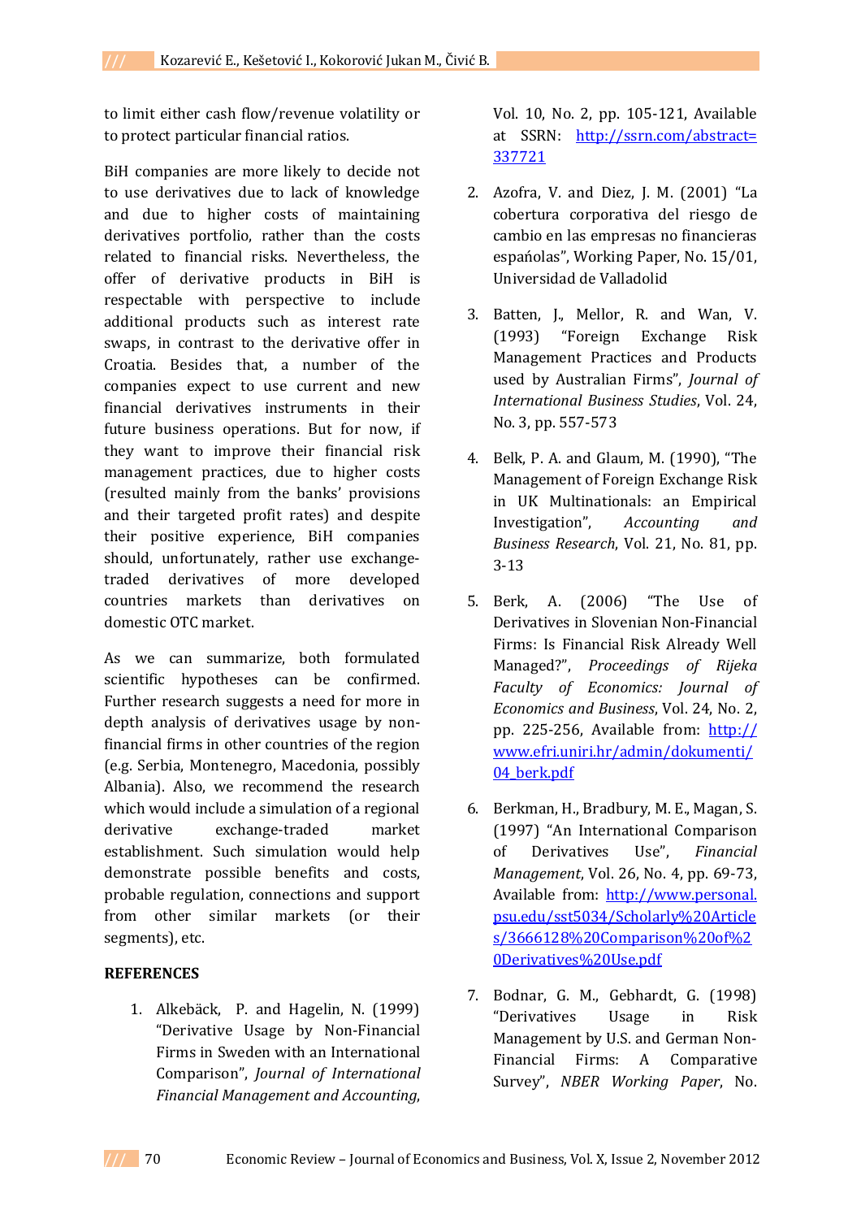to limit either cash flow/revenue volatility or to protect particular financial ratios.

BiH companies are more likely to decide not to use derivatives due to lack of knowledge and due to higher costs of maintaining derivatives portfolio, rather than the costs related to financial risks. Nevertheless, the offer of derivative products in BiH is respectable with perspective to include additional products such as interest rate swaps, in contrast to the derivative offer in Croatia. Besides that, a number of the companies expect to use current and new financial derivatives instruments in their future business operations. But for now, if they want to improve their financial risk management practices, due to higher costs (resulted mainly from the banks' provisions and their targeted profit rates) and despite their positive experience, BiH companies should, unfortunately, rather use exchange-traded derivatives of more developed countries markets than derivatives on domestic OTC market.

As we can summarize, both formulated scientific hypotheses can be confirmed. Further research suggests a need for more in depth analysis of derivatives usage by non-financial firms in other countries of the region (e.g. Serbia, Montenegro, Macedonia, possibly Albania). Also, we recommend the research which would include a simulation of a regional derivative exchange-traded market establishment. Such simulation would help demonstrate possible benefits and costs, probable regulation, connections and support from other similar markets (or their segments), etc.

**REFERENCES**

1. Alkebäck, P. and Hagelin, N. (1999) "Derivative Usage by Non-Financial Firms in Sweden with an International Comparison", *Journal of International Financial Management and Accounting*, Vol. 10, No. 2, pp. 105-121, Available at SSRN: http://ssrn.com/abstract=337721

2. Azofra, V. and Diez, J. M. (2001) "La cobertura corporativa del riesgo de cambio en las empresas no financieras españolas", Working Paper, No. 15/01, Universidad de Valladolid

3. Batten, J., Mellor, R. and Wan, V. (1993) "Foreign Exchange Risk Management Practices and Products used by Australian Firms", *Journal of International Business Studies*, Vol. 24, No. 3, pp. 557-573

4. Belk, P. A. and Glaum, M. (1990), "The Management of Foreign Exchange Risk in UK Multinationals: an Empirical Investigation", *Accounting and Business Research*, Vol. 21, No. 81, pp. 3-13

5. Berk, A. (2006) "The Use of Derivatives in Slovenian Non-Financial Firms: Is Financial Risk Already Well Managed?", *Proceedings of Rijeka Faculty of Economics: Journal of Economics and Business*, Vol. 24, No. 2, pp. 225-256, Available from: http://www.efri.uniri.hr/admin/dokumenti/04_berk.pdf

6. Berkman, H., Bradbury, M. E., Magan, S. (1997) "An International Comparison of Derivatives Use", *Financial Management*, Vol. 26, No. 4, pp. 69-73, Available from: http://www.personal.psu.edu/sst5034/Scholarly%20Articles/3666128%20Comparison%20of%20Derivatives%20Use.pdf

7. Bodnar, G. M., Gebhardt, G. (1998) "Derivatives Usage in Risk Management by U.S. and German Non-Financial Firms: A Comparative Survey", *NBER Working Paper*, No.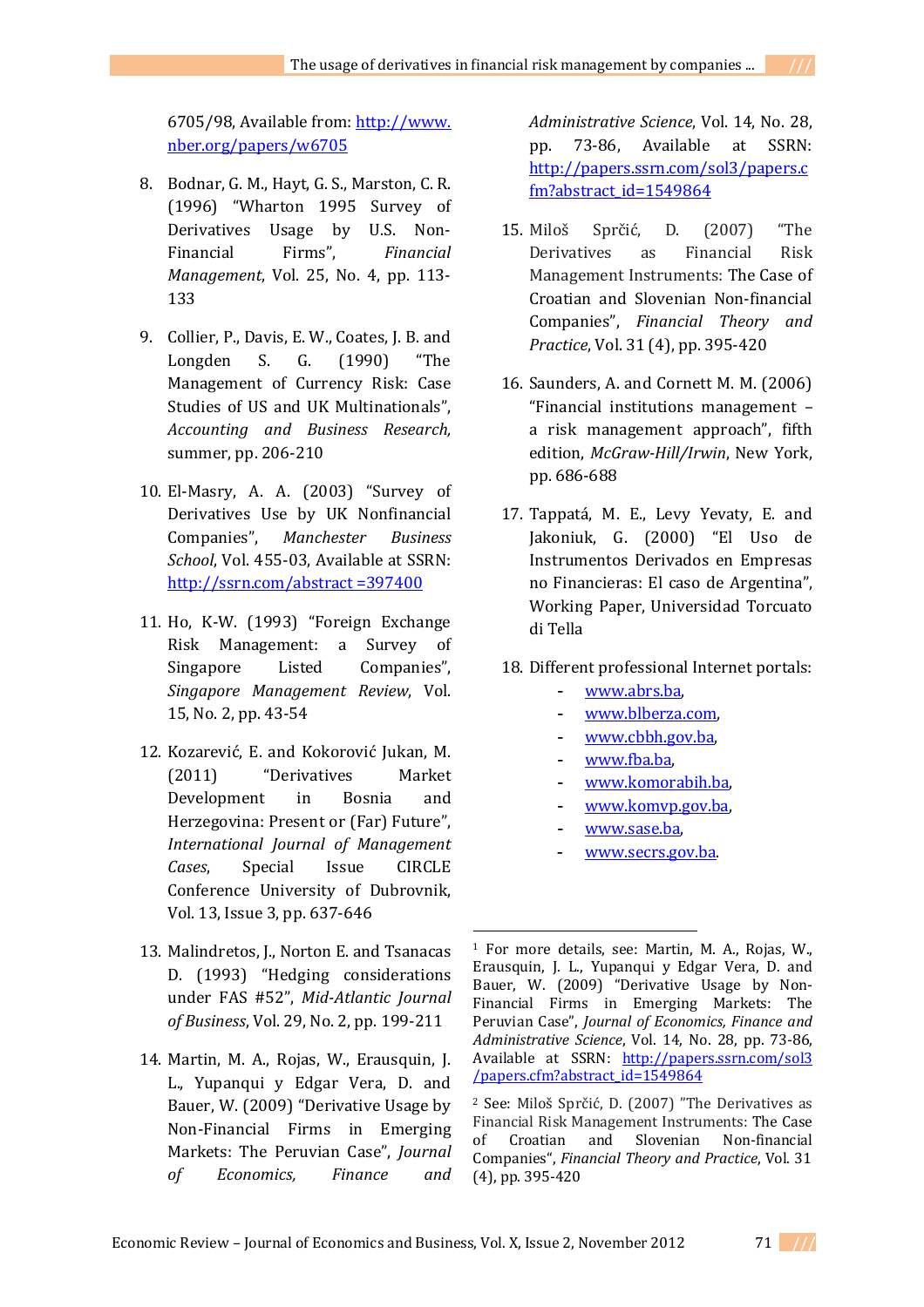6705/98, Available from: http://www.nber.org/papers/w6705

8. Bodnar, G. M., Hayt, G. S., Marston, C. R. (1996) "Wharton 1995 Survey of Derivatives Usage by U.S. Non-Financial Firms", *Financial Management*, Vol. 25, No. 4, pp. 113-133

9. Collier, P., Davis, E. W., Coates, J. B. and Longden S. G. (1990) "The Management of Currency Risk: Case Studies of US and UK Multinationals", *Accounting and Business Research,* summer, pp. 206-210

10. El-Masry, A. A. (2003) "Survey of Derivatives Use by UK Nonfinancial Companies", *Manchester Business School*, Vol. 455-03, Available at SSRN: http://ssrn.com/abstract =397400

11. Ho, K-W. (1993) "Foreign Exchange Risk Management: a Survey of Singapore Listed Companies", *Singapore Management Review*, Vol. 15, No. 2, pp. 43-54

12. Kozarević, E. and Kokorović Jukan, M. (2011) "Derivatives Market Development in Bosnia and Herzegovina: Present or (Far) Future", *International Journal of Management Cases*, Special Issue CIRCLE Conference University of Dubrovnik, Vol. 13, Issue 3, pp. 637-646

13. Malindretos, J., Norton E. and Tsanacas D. (1993) "Hedging considerations under FAS #52", *Mid-Atlantic Journal of Business*, Vol. 29, No. 2, pp. 199-211

14. Martin, M. A., Rojas, W., Erausquin, J. L., Yupanqui y Edgar Vera, D. and Bauer, W. (2009) "Derivative Usage by Non-Financial Firms in Emerging Markets: The Peruvian Case", *Journal of Economics, Finance and Administrative Science*, Vol. 14, No. 28, pp. 73-86, Available at SSRN: http://papers.ssrn.com/sol3/papers.cfm?abstract_id=1549864

15. Miloš Sprčić, D. (2007) "The Derivatives as Financial Risk Management Instruments: The Case of Croatian and Slovenian Non-financial Companies", *Financial Theory and Practice*, Vol. 31 (4), pp. 395-420

16. Saunders, A. and Cornett M. M. (2006) "Financial institutions management – a risk management approach", fifth edition, *McGraw-Hill/Irwin*, New York, pp. 686-688

17. Tappatá, M. E., Levy Yevaty, E. and Jakoniuk, G. (2000) "El Uso de Instrumentos Derivados en Empresas no Financieras: El caso de Argentina", Working Paper, Universidad Torcuato di Tella

18. Different professional Internet portals:
    - www.abrs.ba,
    - www.blberza.com,
    - www.cbbh.gov.ba,
    - www.fba.ba,
    - www.komorabih.ba,
    - www.komvp.gov.ba,
    - www.sase.ba,
    - www.secrs.gov.ba.

---

[1] For more details, see: Martin, M. A., Rojas, W., Erausquin, J. L., Yupanqui y Edgar Vera, D. and Bauer, W. (2009) "Derivative Usage by Non-Financial Firms in Emerging Markets: The Peruvian Case", *Journal of Economics, Finance and Administrative Science*, Vol. 14, No. 28, pp. 73-86, Available at SSRN: http://papers.ssrn.com/sol3/papers.cfm?abstract_id=1549864

[2] See: Miloš Sprčić, D. (2007) "The Derivatives as Financial Risk Management Instruments: The Case of Croatian and Slovenian Non-financial Companies", *Financial Theory and Practice*, Vol. 31 (4), pp. 395-420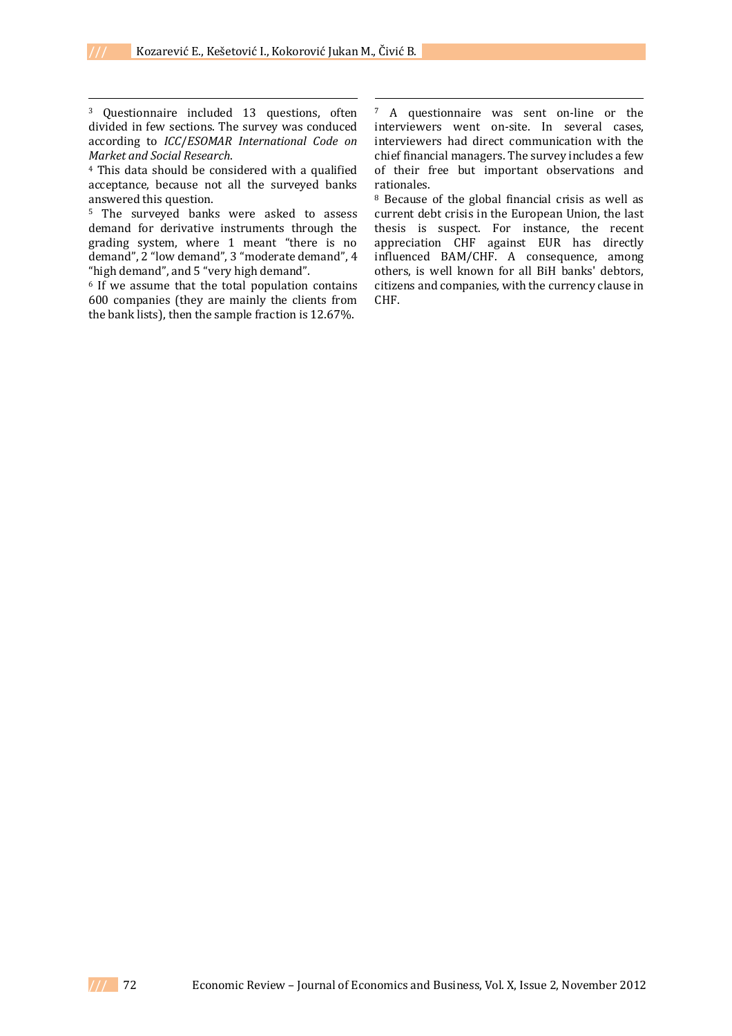[3] Questionnaire included 13 questions, often divided in few sections. The survey was conducted according to *ICC/ESOMAR International Code on Market and Social Research*.

[4] This data should be considered with a qualified acceptance, because not all the surveyed banks answered this question.

[5] The surveyed banks were asked to assess demand for derivative instruments through the grading system, where 1 meant "there is no demand", 2 "low demand", 3 "moderate demand", 4 "high demand", and 5 "very high demand".

[6] If we assume that the total population contains 600 companies (they are mainly the clients from the bank lists), then the sample fraction is 12.67%.

[7] A questionnaire was sent on-line or the interviewers went on-site. In several cases, interviewers had direct communication with the chief financial managers. The survey includes a few of their free but important observations and rationales.

[8] Because of the global financial crisis as well as current debt crisis in the European Union, the last thesis is suspect. For instance, the recent appreciation CHF against EUR has directly influenced BAM/CHF. A consequence, among others, is well known for all BiH banks' debtors, citizens and companies, with the currency clause in CHF.